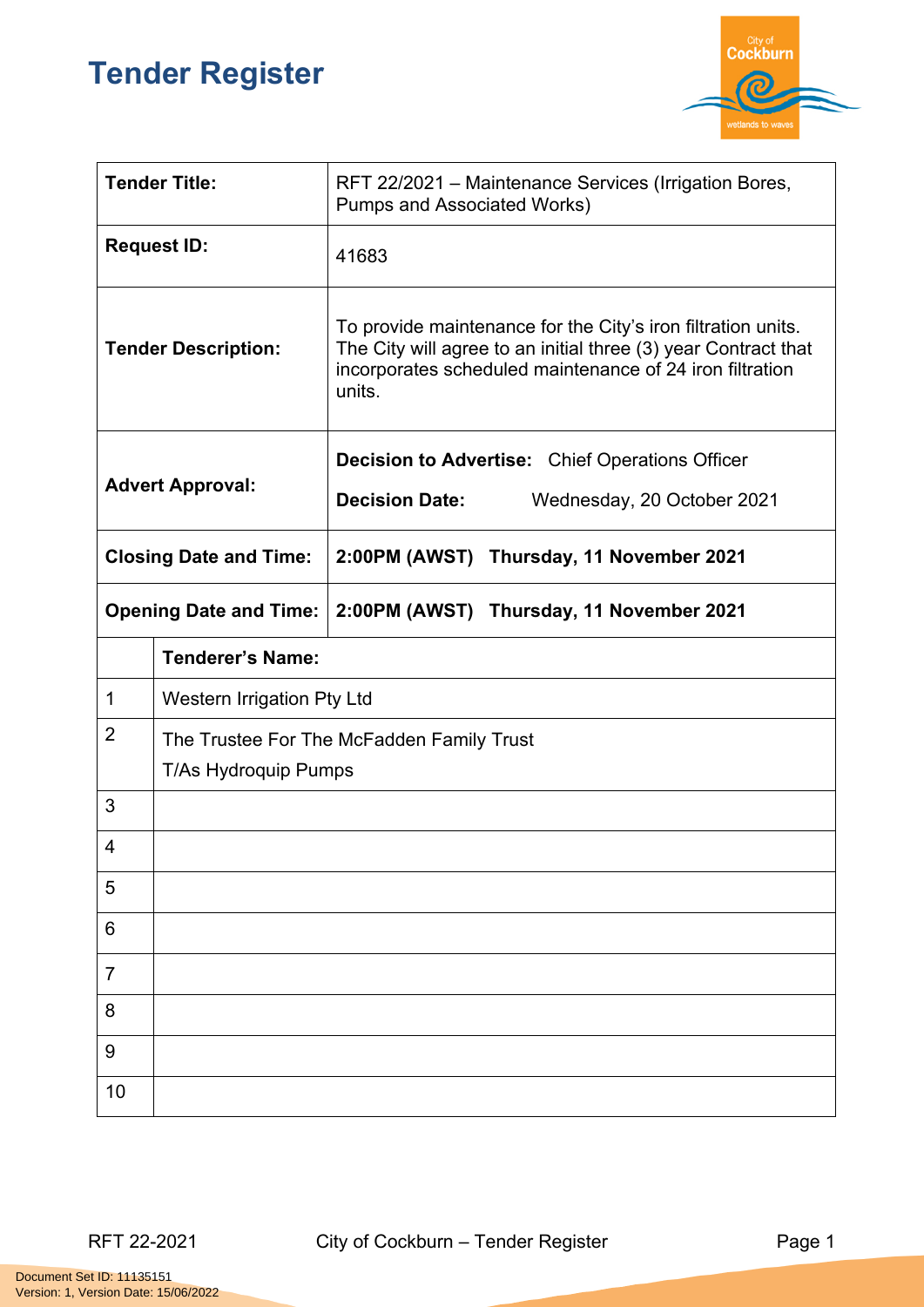# Tender Register

| | |
|---|---|
| **Tender Title:** | RFT 22/2021 – Maintenance Services (Irrigation Bores, Pumps and Associated Works) |
| **Request ID:** | 41683 |
| **Tender Description:** | To provide maintenance for the City's iron filtration units. The City will agree to an initial three (3) year Contract that incorporates scheduled maintenance of 24 iron filtration units. |
| **Advert Approval:** | **Decision to Advertise:** Chief Operations Officer<br>**Decision Date:** Wednesday, 20 October 2021 |
| **Closing Date and Time:** | **2:00PM (AWST) Thursday, 11 November 2021** |
| **Opening Date and Time:** | **2:00PM (AWST) Thursday, 11 November 2021** |

| | **Tenderer's Name:** |
|---|---|
| 1 | Western Irrigation Pty Ltd |
| 2 | The Trustee For The McFadden Family Trust<br>T/As Hydroquip Pumps |
| 3 | |
| 4 | |
| 5 | |
| 6 | |
| 7 | |
| 8 | |
| 9 | |
| 10 | |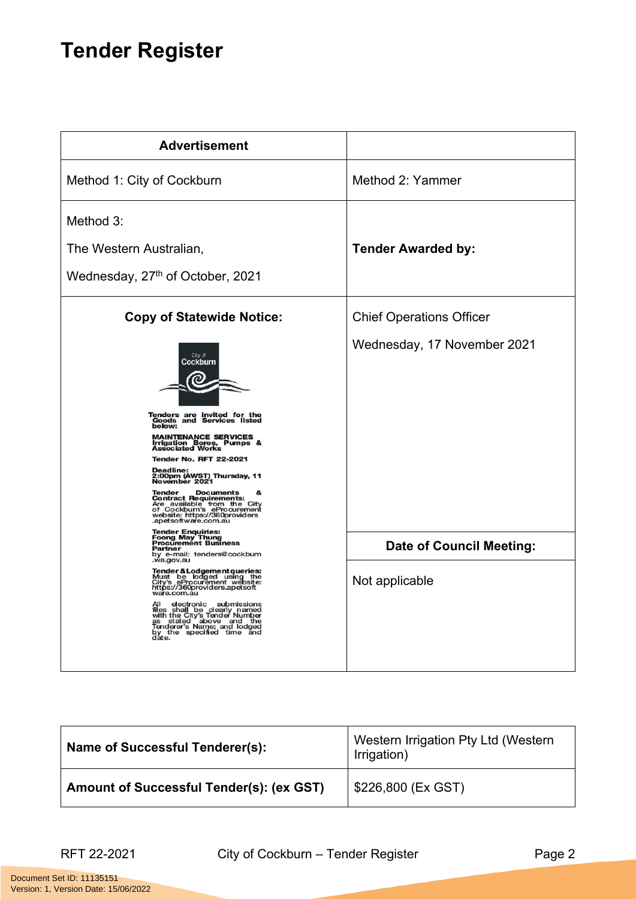# Tender Register

| Advertisement | |
|---|---|
| Method 1: City of Cockburn | Method 2: Yammer |
| Method 3:<br><br>The Western Australian,<br><br>Wednesday, 27th of October, 2021 | **Tender Awarded by:** |
| **Copy of Statewide Notice:**<br><br>City of Cockburn<br><br>**Tenders are invited for the Goods and Services listed below:**<br><br>**MAINTENANCE SERVICES Irrigation Bores, Pumps & Associated Works**<br><br>**Tender No. RFT 22-2021**<br><br>**Deadline: 2:00pm (AWST) Thursday, 11 November 2021**<br><br>**Tender Documents & Contract Requirements:** Are available from the City of Cockburn's eProcurement website: https://360providers.apetsoftware.com.au<br><br>**Tender Enquiries: Foong May Thung Procurement Business Partner** by e-mail: tenders@cockburn.wa.gov.au<br><br>**Tender & Lodgement queries:** Must be lodged using the City's eProcurement website: https://360providers.apetsoftware.com.au<br><br>All electronic submissions files shall be clearly named with the City's Tender Number as stated above and the Tenderer's Name; and lodged by the specified time and date. | Chief Operations Officer<br><br>Wednesday, 17 November 2021<br><br>**Date of Council Meeting:**<br><br>Not applicable |

| | |
|---|---|
| **Name of Successful Tenderer(s):** | Western Irrigation Pty Ltd (Western Irrigation) |
| **Amount of Successful Tender(s): (ex GST)** | $226,800 (Ex GST) |